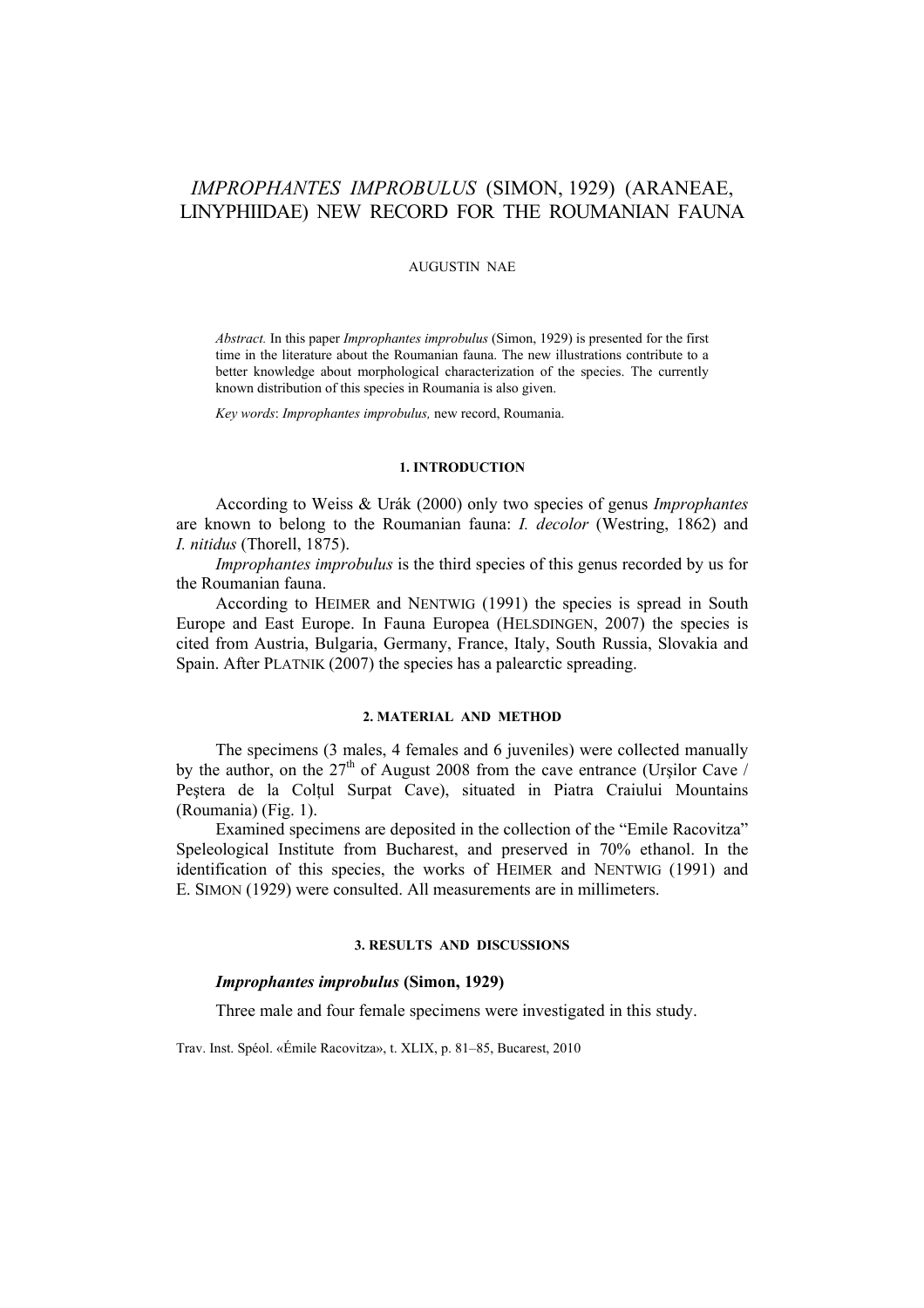# *IMPROPHANTES IMPROBULUS* (SIMON, 1929) (ARANEAE, LINYPHIIDAE) NEW RECORD FOR THE ROUMANIAN FAUNA

AUGUSTIN NAE

*Abstract.* In this paper *Improphantes improbulus* (Simon, 1929) is presented for the first time in the literature about the Roumanian fauna. The new illustrations contribute to a better knowledge about morphological characterization of the species. The currently known distribution of this species in Roumania is also given.

*Key words*: *Improphantes improbulus,* new record, Roumania.

## 1. INTRODUCTION

According to Weiss & Urák (2000) only two species of genus *Improphantes* are known to belong to the Roumanian fauna: *I. decolor* (Westring, 1862) and *I. nitidus* (Thorell, 1875).

*Improphantes improbulus* is the third species of this genus recorded by us for the Roumanian fauna.

According to HEIMER and NENTWIG (1991) the species is spread in South Europe and East Europe. In Fauna Europea (HELSDINGEN, 2007) the species is cited from Austria, Bulgaria, Germany, France, Italy, South Russia, Slovakia and Spain. After PLATNIK (2007) the species has a palearctic spreading.

## 2. MATERIAL AND METHOD

The specimens (3 males, 4 females and 6 juveniles) were collected manually by the author, on the $27^{th}$ of August 2008 from the cave entrance (Urşilor Cave / Peştera de la Colţul Surpat Cave), situated in Piatra Craiului Mountains (Roumania) (Fig. 1).

Examined specimens are deposited in the collection of the "Emile Racovitza" Speleological Institute from Bucharest, and preserved in 70% ethanol. In the identification of this species, the works of HEIMER and NENTWIG (1991) and E. SIMON (1929) were consulted. All measurements are in millimeters.

## 3. RESULTS AND DISCUSSIONS

***Improphantes improbulus*** **(Simon, 1929)**

Three male and four female specimens were investigated in this study.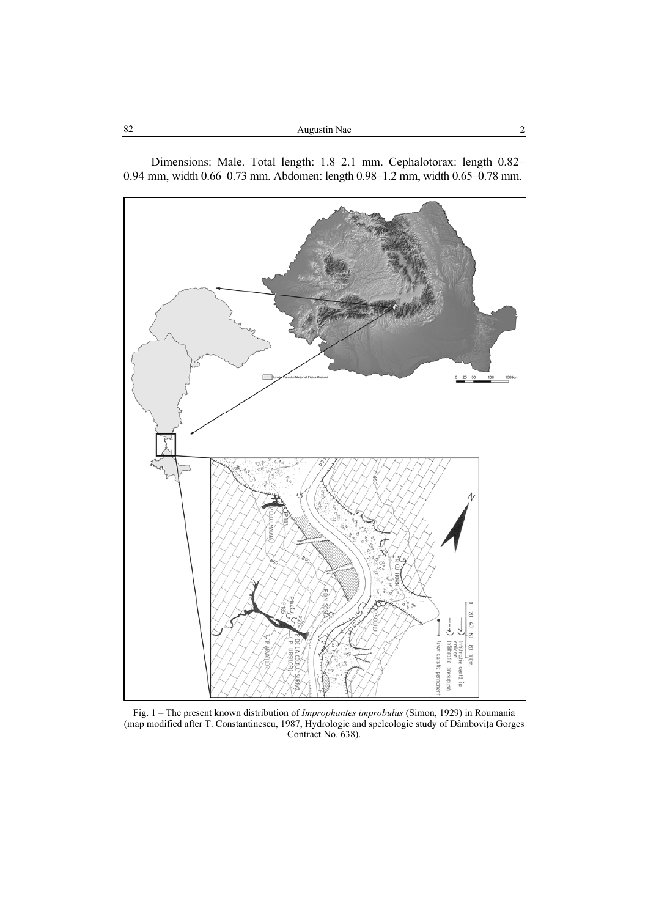Dimensions: Male. Total length: 1.8–2.1 mm. Cephalotorax: length 0.82–0.94 mm, width 0.66–0.73 mm. Abdomen: length 0.98–1.2 mm, width 0.65–0.78 mm.

Fig. 1 – The present known distribution of *Improphantes improbulus* (Simon, 1929) in Roumania (map modified after T. Constantinescu, 1987, Hydrologic and speleologic study of Dâmbovița Gorges Contract No. 638).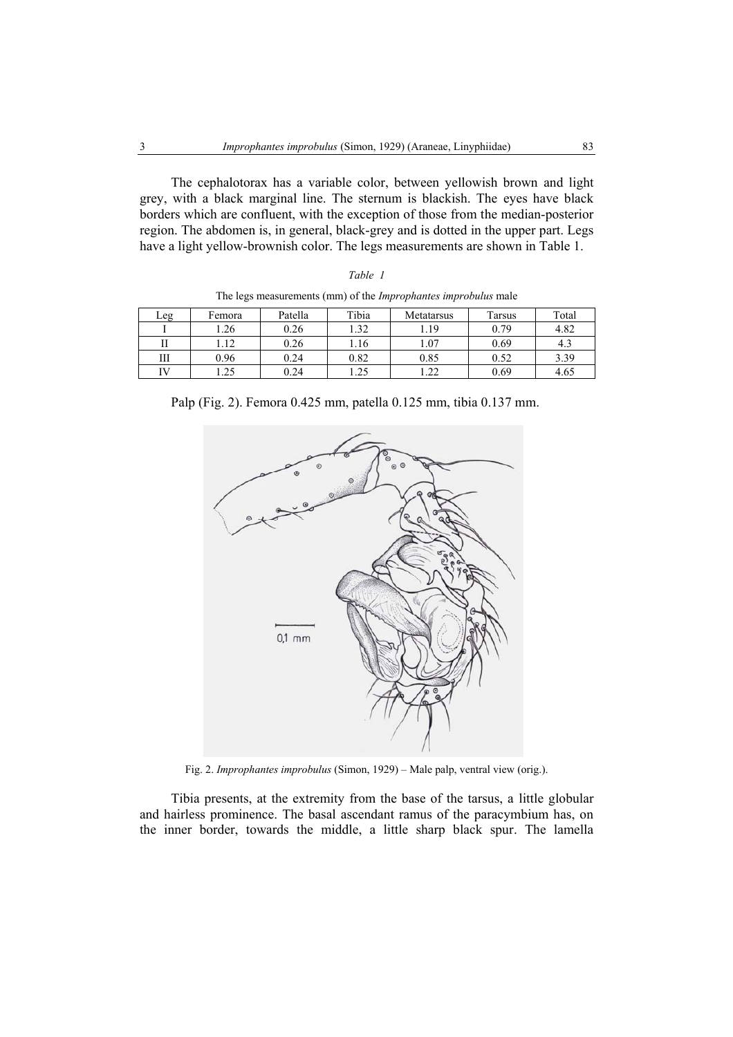The cephalotorax has a variable color, between yellowish brown and light grey, with a black marginal line. The sternum is blackish. The eyes have black borders which are confluent, with the exception of those from the median-posterior region. The abdomen is, in general, black-grey and is dotted in the upper part. Legs have a light yellow-brownish color. The legs measurements are shown in Table 1.

*Table 1*

The legs measurements (mm) of the *Improphantes improbulus* male

| Leg | Femora | Patella | Tibia | Metatarsus | Tarsus | Total |
|---|---|---|---|---|---|---|
| I | 1.26 | 0.26 | 1.32 | 1.19 | 0.79 | 4.82 |
| II | 1.12 | 0.26 | 1.16 | 1.07 | 0.69 | 4.3 |
| III | 0.96 | 0.24 | 0.82 | 0.85 | 0.52 | 3.39 |
| IV | 1.25 | 0.24 | 1.25 | 1.22 | 0.69 | 4.65 |

Palp (Fig. 2). Femora 0.425 mm, patella 0.125 mm, tibia 0.137 mm.

Fig. 2. *Improphantes improbulus* (Simon, 1929) – Male palp, ventral view (orig.).

Tibia presents, at the extremity from the base of the tarsus, a little globular and hairless prominence. The basal ascendant ramus of the paracymbium has, on the inner border, towards the middle, a little sharp black spur. The lamella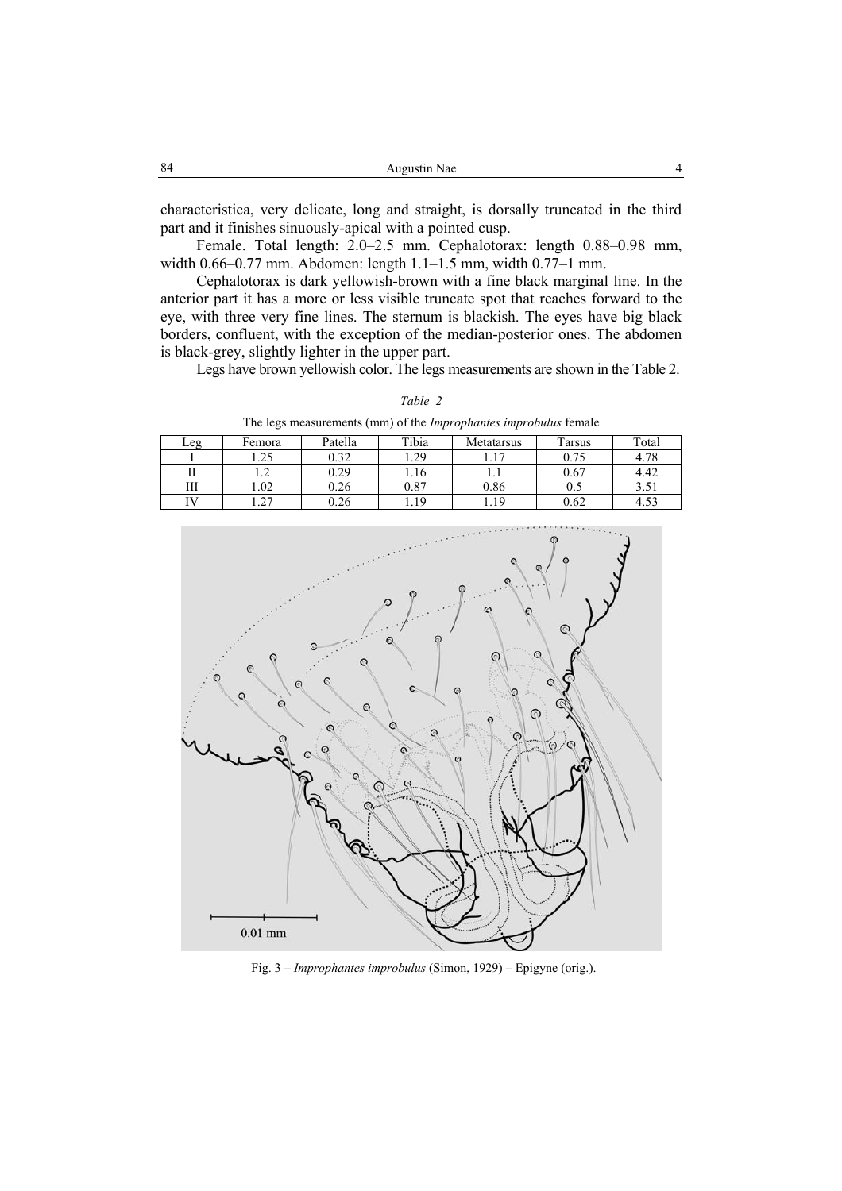characteristica, very delicate, long and straight, is dorsally truncated in the third part and it finishes sinuously-apical with a pointed cusp.

Female. Total length: 2.0–2.5 mm. Cephalotorax: length 0.88–0.98 mm, width 0.66–0.77 mm. Abdomen: length 1.1–1.5 mm, width 0.77–1 mm.

Cephalotorax is dark yellowish-brown with a fine black marginal line. In the anterior part it has a more or less visible truncate spot that reaches forward to the eye, with three very fine lines. The sternum is blackish. The eyes have big black borders, confluent, with the exception of the median-posterior ones. The abdomen is black-grey, slightly lighter in the upper part.

Legs have brown yellowish color. The legs measurements are shown in the Table 2.

*Table 2*

The legs measurements (mm) of the *Improphantes improbulus* female

| Leg | Femora | Patella | Tibia | Metatarsus | Tarsus | Total |
|---|---|---|---|---|---|---|
| I | 1.25 | 0.32 | 1.29 | 1.17 | 0.75 | 4.78 |
| II | 1.2 | 0.29 | 1.16 | 1.1 | 0.67 | 4.42 |
| III | 1.02 | 0.26 | 0.87 | 0.86 | 0.5 | 3.51 |
| IV | 1.27 | 0.26 | 1.19 | 1.19 | 0.62 | 4.53 |

Fig. 3 – *Improphantes improbulus* (Simon, 1929) – Epigyne (orig.).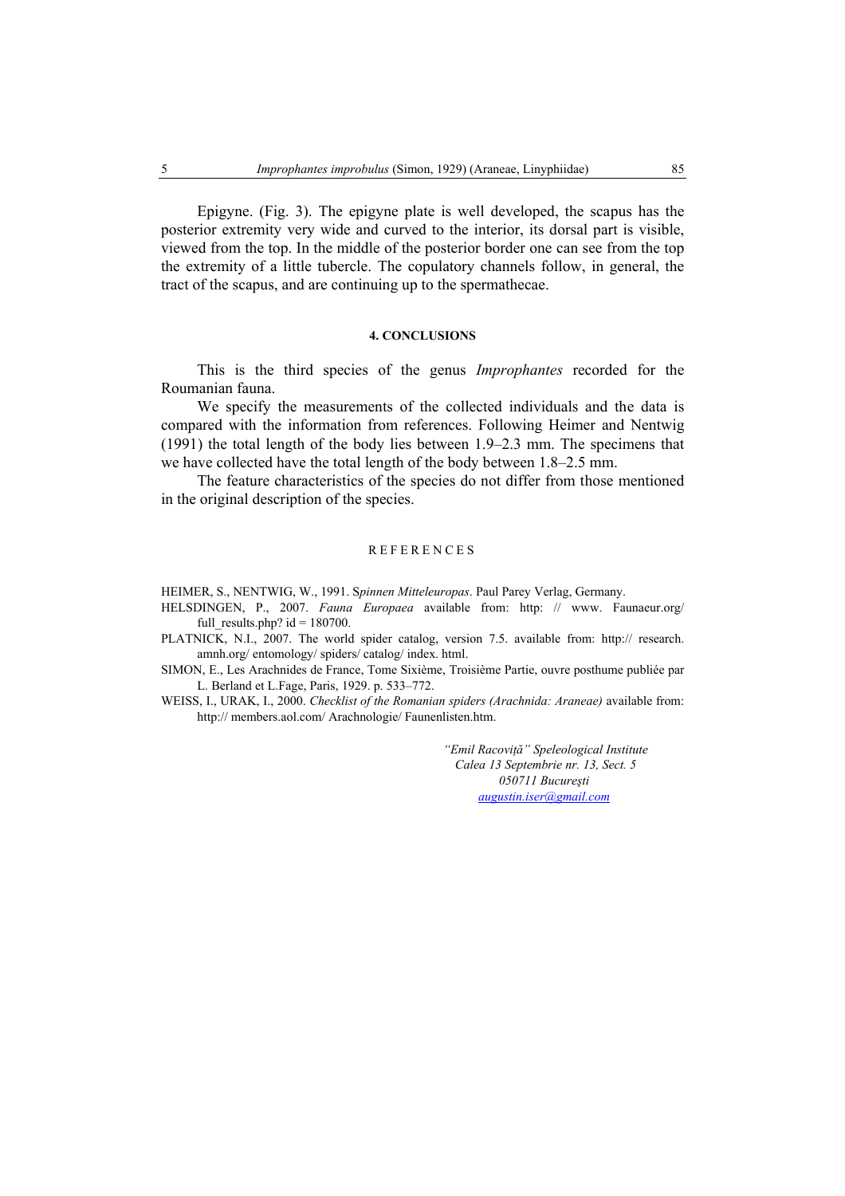Epigyne. (Fig. 3). The epigyne plate is well developed, the scapus has the posterior extremity very wide and curved to the interior, its dorsal part is visible, viewed from the top. In the middle of the posterior border one can see from the top the extremity of a little tubercle. The copulatory channels follow, in general, the tract of the scapus, and are continuing up to the spermathecae.

## 4. CONCLUSIONS

This is the third species of the genus *Improphantes* recorded for the Roumanian fauna.

We specify the measurements of the collected individuals and the data is compared with the information from references. Following Heimer and Nentwig (1991) the total length of the body lies between 1.9–2.3 mm. The specimens that we have collected have the total length of the body between 1.8–2.5 mm.

The feature characteristics of the species do not differ from those mentioned in the original description of the species.

## REFERENCES

HEIMER, S., NENTWIG, W., 1991. S*pinnen Mitteleuropas*. Paul Parey Verlag, Germany.

HELSDINGEN, P., 2007. *Fauna Europaea* available from: http: // www. Faunaeur.org/ full_results.php? id = 180700.

PLATNICK, N.I., 2007. The world spider catalog, version 7.5. available from: http:// research. amnh.org/ entomology/ spiders/ catalog/ index. html.

SIMON, E., Les Arachnides de France, Tome Sixième, Troisième Partie, ouvre posthume publiée par L. Berland et L.Fage, Paris, 1929. p. 533–772.

WEISS, I., URAK, I., 2000. *Checklist of the Romanian spiders (Arachnida: Araneae)* available from: http:// members.aol.com/ Arachnologie/ Faunenlisten.htm.

*"Emil Racoviţă" Speleological Institute*
*Calea 13 Septembrie nr. 13, Sect. 5*
*050711 Bucureşti*
*augustin.iser@gmail.com*